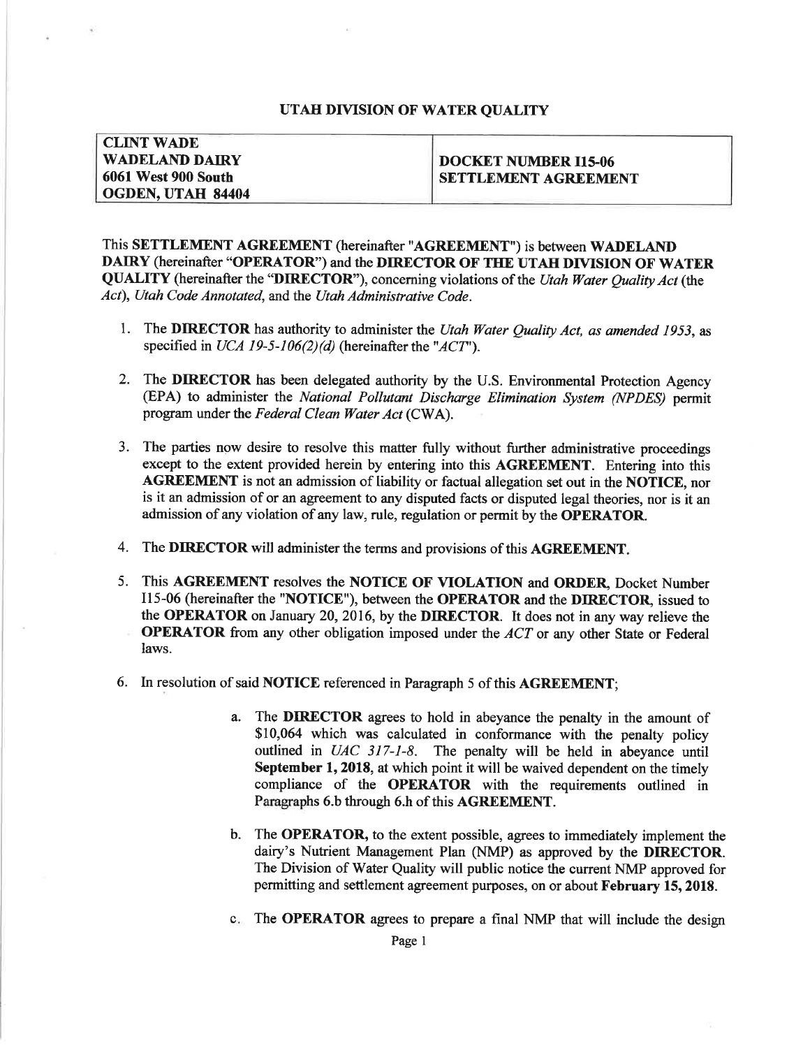## UTAH DIVISION OF WATER QUALITY

| CLINT WADE<br>WADELAND DAIRY<br>6061 West 900 South<br>OGDEN, UTAH 84404 | DOCKET NUMBER I15-06<br>SETTLEMENT AGREEMENT |
|---|---|

This **SETTLEMENT AGREEMENT** (hereinafter "**AGREEMENT**") is between **WADELAND DAIRY** (hereinafter "**OPERATOR**") and the **DIRECTOR OF THE UTAH DIVISION OF WATER QUALITY** (hereinafter the "**DIRECTOR**"), concerning violations of the *Utah Water Quality Act* (the *Act*), *Utah Code Annotated*, and the *Utah Administrative Code*.

1. The **DIRECTOR** has authority to administer the *Utah Water Quality Act, as amended 1953*, as specified in *UCA 19-5-106(2)(d)* (hereinafter the "*ACT*").

2. The **DIRECTOR** has been delegated authority by the U.S. Environmental Protection Agency (EPA) to administer the *National Pollutant Discharge Elimination System (NPDES)* permit program under the *Federal Clean Water Act* (CWA).

3. The parties now desire to resolve this matter fully without further administrative proceedings except to the extent provided herein by entering into this **AGREEMENT**. Entering into this **AGREEMENT** is not an admission of liability or factual allegation set out in the **NOTICE**, nor is it an admission of or an agreement to any disputed facts or disputed legal theories, nor is it an admission of any violation of any law, rule, regulation or permit by the **OPERATOR**.

4. The **DIRECTOR** will administer the terms and provisions of this **AGREEMENT**.

5. This **AGREEMENT** resolves the **NOTICE OF VIOLATION and ORDER**, Docket Number I15-06 (hereinafter the "**NOTICE**"), between the **OPERATOR** and the **DIRECTOR**, issued to the **OPERATOR** on January 20, 2016, by the **DIRECTOR**. It does not in any way relieve the **OPERATOR** from any other obligation imposed under the *ACT* or any other State or Federal laws.

6. In resolution of said **NOTICE** referenced in Paragraph 5 of this **AGREEMENT**;

   a. The **DIRECTOR** agrees to hold in abeyance the penalty in the amount of $10,064 which was calculated in conformance with the penalty policy outlined in *UAC 317-1-8*. The penalty will be held in abeyance until **September 1, 2018**, at which point it will be waived dependent on the timely compliance of the **OPERATOR** with the requirements outlined in Paragraphs 6.b through 6.h of this **AGREEMENT**.

   b. The **OPERATOR,** to the extent possible, agrees to immediately implement the dairy's Nutrient Management Plan (NMP) as approved by the **DIRECTOR**. The Division of Water Quality will public notice the current NMP approved for permitting and settlement agreement purposes, on or about **February 15, 2018.**

   c. The **OPERATOR** agrees to prepare a final NMP that will include the design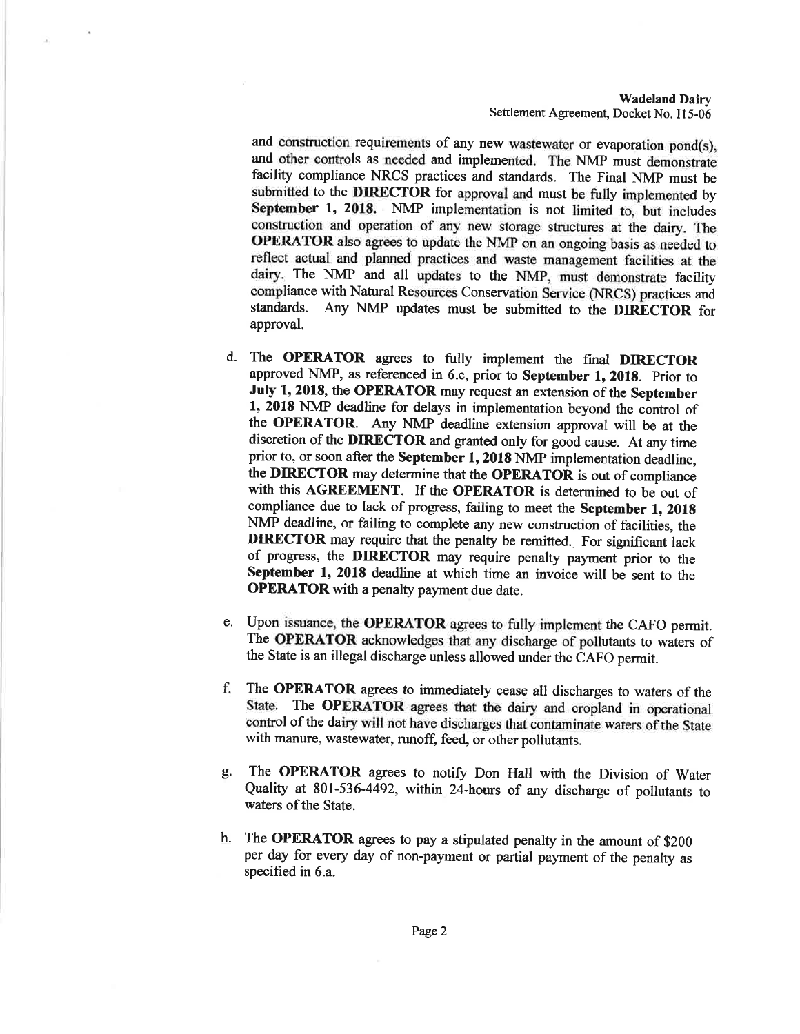and construction requirements of any new wastewater or evaporation pond(s), and other controls as needed and implemented. The NMP must demonstrate facility compliance NRCS practices and standards. The Final NMP must be submitted to the **DIRECTOR** for approval and must be fully implemented by **September 1, 2018.** NMP implementation is not limited to, but includes construction and operation of any new storage structures at the dairy. The **OPERATOR** also agrees to update the NMP on an ongoing basis as needed to reflect actual and planned practices and waste management facilities at the dairy. The NMP and all updates to the NMP, must demonstrate facility compliance with Natural Resources Conservation Service (NRCS) practices and standards. Any NMP updates must be submitted to the **DIRECTOR** for approval.

d. The **OPERATOR** agrees to fully implement the final **DIRECTOR** approved NMP, as referenced in 6.c, prior to **September 1, 2018**. Prior to **July 1, 2018**, the **OPERATOR** may request an extension of the **September 1, 2018** NMP deadline for delays in implementation beyond the control of the **OPERATOR**. Any NMP deadline extension approval will be at the discretion of the **DIRECTOR** and granted only for good cause. At any time prior to, or soon after the **September 1, 2018** NMP implementation deadline, the **DIRECTOR** may determine that the **OPERATOR** is out of compliance with this **AGREEMENT**. If the **OPERATOR** is determined to be out of compliance due to lack of progress, failing to meet the **September 1, 2018** NMP deadline, or failing to complete any new construction of facilities, the **DIRECTOR** may require that the penalty be remitted. For significant lack of progress, the **DIRECTOR** may require penalty payment prior to the **September 1, 2018** deadline at which time an invoice will be sent to the **OPERATOR** with a penalty payment due date.

e. Upon issuance, the **OPERATOR** agrees to fully implement the CAFO permit. The **OPERATOR** acknowledges that any discharge of pollutants to waters of the State is an illegal discharge unless allowed under the CAFO permit.

f. The **OPERATOR** agrees to immediately cease all discharges to waters of the State. The **OPERATOR** agrees that the dairy and cropland in operational control of the dairy will not have discharges that contaminate waters of the State with manure, wastewater, runoff, feed, or other pollutants.

g. The **OPERATOR** agrees to notify Don Hall with the Division of Water Quality at 801-536-4492, within 24-hours of any discharge of pollutants to waters of the State.

h. The **OPERATOR** agrees to pay a stipulated penalty in the amount of $200 per day for every day of non-payment or partial payment of the penalty as specified in 6.a.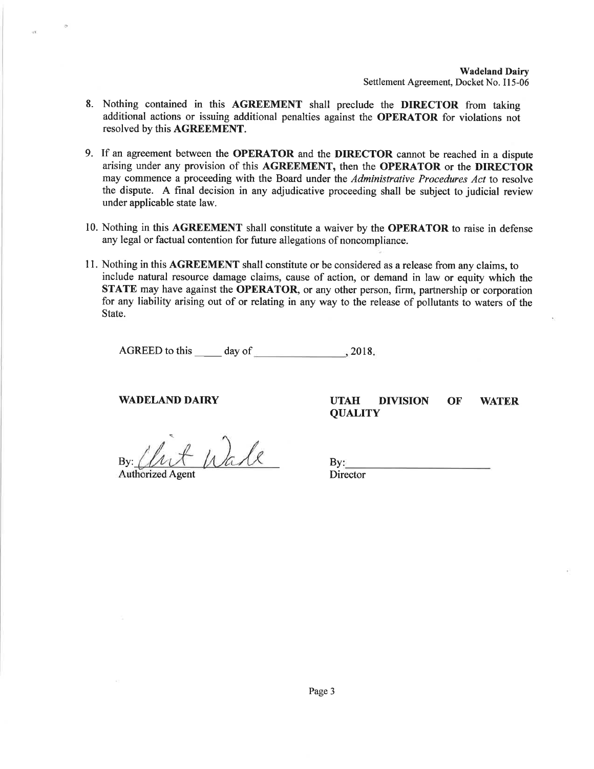8. Nothing contained in this **AGREEMENT** shall preclude the **DIRECTOR** from taking additional actions or issuing additional penalties against the **OPERATOR** for violations not resolved by this **AGREEMENT.**

9. If an agreement between the **OPERATOR** and the **DIRECTOR** cannot be reached in a dispute arising under any provision of this **AGREEMENT,** then the **OPERATOR** or the **DIRECTOR** may commence a proceeding with the Board under the *Administrative Procedures Act* to resolve the dispute. A final decision in any adjudicative proceeding shall be subject to judicial review under applicable state law.

10. Nothing in this **AGREEMENT** shall constitute a waiver by the **OPERATOR** to raise in defense any legal or factual contention for future allegations of noncompliance.

11. Nothing in this **AGREEMENT** shall constitute or be considered as a release from any claims, to include natural resource damage claims, cause of action, or demand in law or equity which the **STATE** may have against the **OPERATOR**, or any other person, firm, partnership or corporation for any liability arising out of or relating in any way to the release of pollutants to waters of the State.

AGREED to this _____ day of ________________, 2018.

**WADELAND DAIRY**

By: Clint Wade
Authorized Agent

**UTAH DIVISION OF WATER QUALITY**

By: ______________________
Director